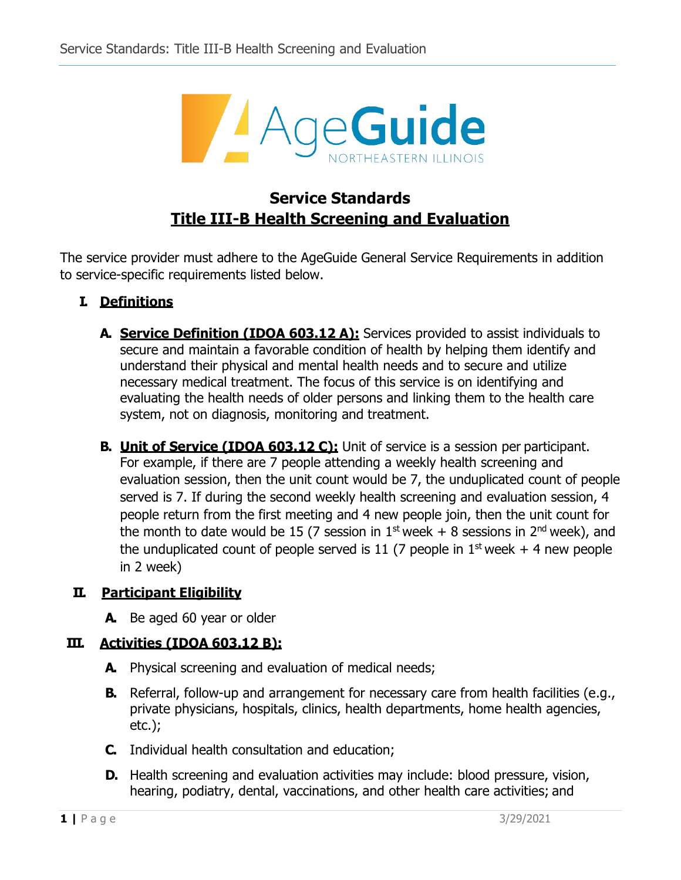# Service Standards

## Title III-B Health Screening and Evaluation

The service provider must adhere to the AgeGuide General Service Requirements in addition to service-specific requirements listed below.

### I. Definitions

**A. Service Definition (IDOA 603.12 A):** Services provided to assist individuals to secure and maintain a favorable condition of health by helping them identify and understand their physical and mental health needs and to secure and utilize necessary medical treatment. The focus of this service is on identifying and evaluating the health needs of older persons and linking them to the health care system, not on diagnosis, monitoring and treatment.

**B. Unit of Service (IDOA 603.12 C):** Unit of service is a session per participant. For example, if there are 7 people attending a weekly health screening and evaluation session, then the unit count would be 7, the unduplicated count of people served is 7. If during the second weekly health screening and evaluation session, 4 people return from the first meeting and 4 new people join, then the unit count for the month to date would be 15 (7 session in 1st week + 8 sessions in 2nd week), and the unduplicated count of people served is 11 (7 people in 1st week + 4 new people in 2 week)

### II. Participant Eligibility

**A.** Be aged 60 year or older

### III. Activities (IDOA 603.12 B):

**A.** Physical screening and evaluation of medical needs;

**B.** Referral, follow-up and arrangement for necessary care from health facilities (e.g., private physicians, hospitals, clinics, health departments, home health agencies, etc.);

**C.** Individual health consultation and education;

**D.** Health screening and evaluation activities may include: blood pressure, vision, hearing, podiatry, dental, vaccinations, and other health care activities; and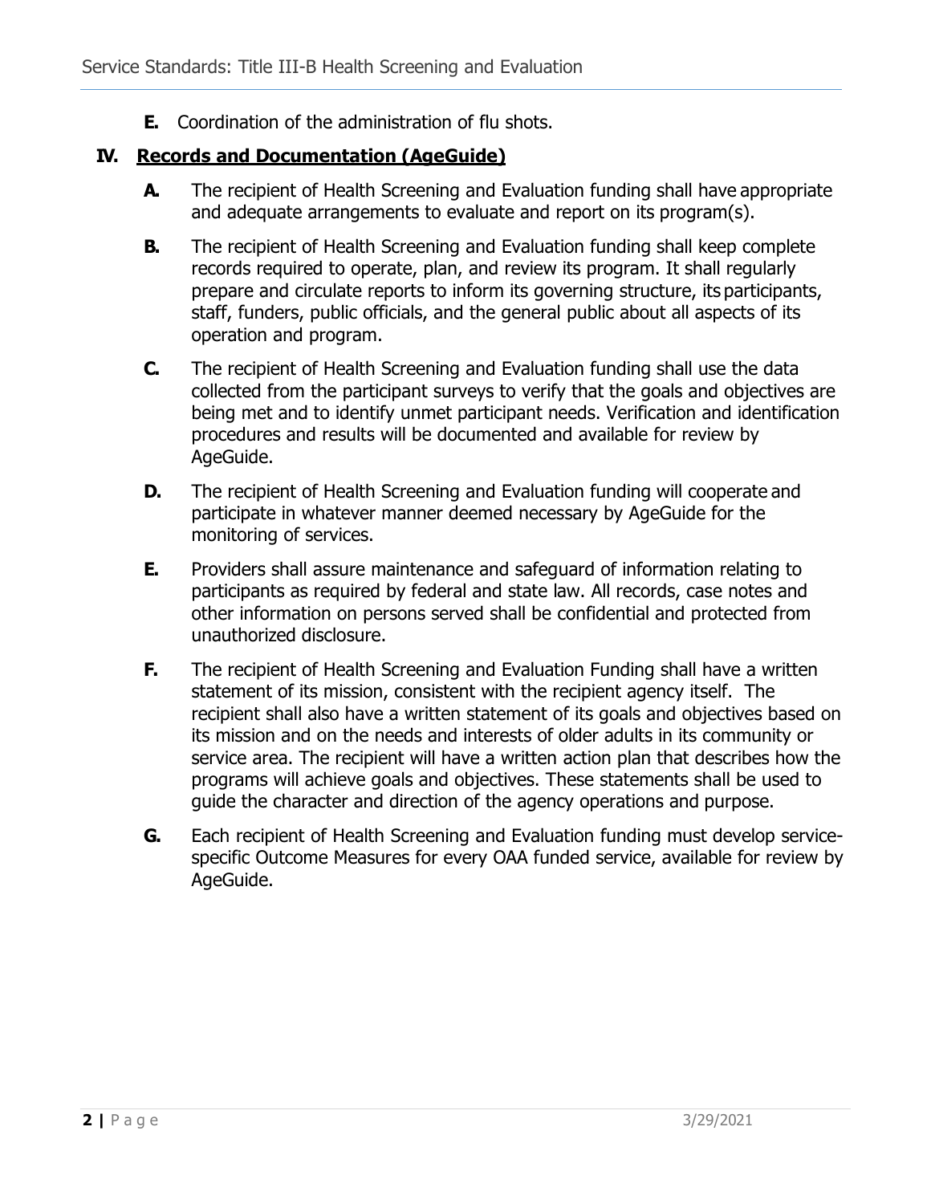**E.** Coordination of the administration of flu shots.

## IV. Records and Documentation (AgeGuide)

**A.** The recipient of Health Screening and Evaluation funding shall have appropriate and adequate arrangements to evaluate and report on its program(s).

**B.** The recipient of Health Screening and Evaluation funding shall keep complete records required to operate, plan, and review its program. It shall regularly prepare and circulate reports to inform its governing structure, its participants, staff, funders, public officials, and the general public about all aspects of its operation and program.

**C.** The recipient of Health Screening and Evaluation funding shall use the data collected from the participant surveys to verify that the goals and objectives are being met and to identify unmet participant needs. Verification and identification procedures and results will be documented and available for review by AgeGuide.

**D.** The recipient of Health Screening and Evaluation funding will cooperate and participate in whatever manner deemed necessary by AgeGuide for the monitoring of services.

**E.** Providers shall assure maintenance and safeguard of information relating to participants as required by federal and state law. All records, case notes and other information on persons served shall be confidential and protected from unauthorized disclosure.

**F.** The recipient of Health Screening and Evaluation Funding shall have a written statement of its mission, consistent with the recipient agency itself. The recipient shall also have a written statement of its goals and objectives based on its mission and on the needs and interests of older adults in its community or service area. The recipient will have a written action plan that describes how the programs will achieve goals and objectives. These statements shall be used to guide the character and direction of the agency operations and purpose.

**G.** Each recipient of Health Screening and Evaluation funding must develop service-specific Outcome Measures for every OAA funded service, available for review by AgeGuide.